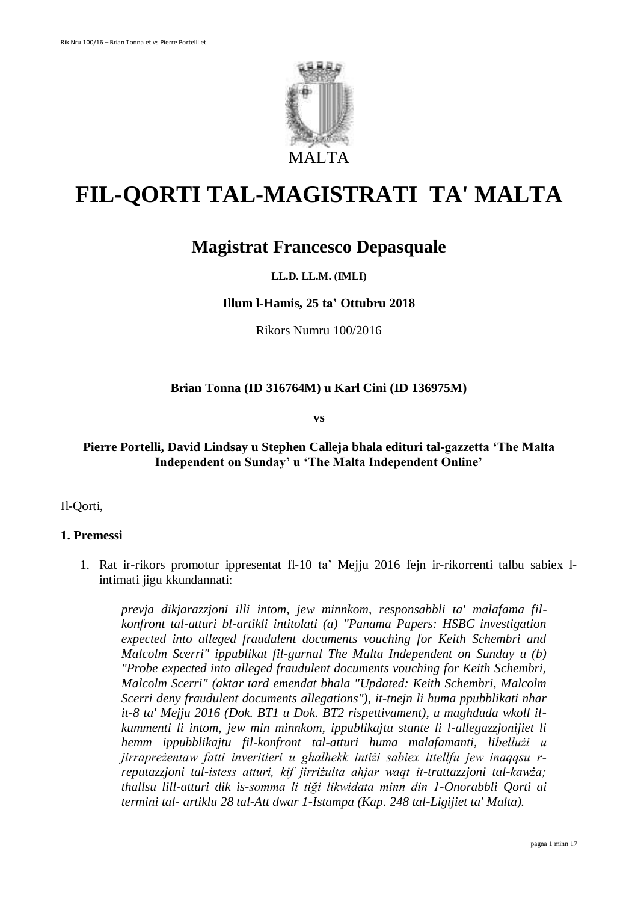MALTA

# FIL-QORTI TAL-MAGISTRATI TA' MALTA

## Magistrat Francesco Depasquale

**LL.D. LL.M. (IMLI)**

**Illum l-Hamis, 25 ta' Ottubru 2018**

Rikors Numru 100/2016

**Brian Tonna (ID 316764M) u Karl Cini (ID 136975M)**

**vs**

**Pierre Portelli, David Lindsay u Stephen Calleja bhala edituri tal-gazzetta 'The Malta Independent on Sunday' u 'The Malta Independent Online'**

Il-Qorti,

### 1. Premessi

1. Rat ir-rikors promotur ippresentat fl-10 ta' Mejju 2016 fejn ir-rikorrenti talbu sabiex l-intimati jigu kkundannati:

   *prevja dikjarazzjoni illi intom, jew minnkom, responsabbli ta' malafama fil-konfront tal-atturi bl-artikli intitolati (a) "Panama Papers: HSBC investigation expected into alleged fraudulent documents vouching for Keith Schembri and Malcolm Scerri" ippublikat fil-gurnal The Malta Independent on Sunday u (b) "Probe expected into alleged fraudulent documents vouching for Keith Schembri, Malcolm Scerri" (aktar tard emendat bhala "Updated: Keith Schembri, Malcolm Scerri deny fraudulent documents allegations"), it-tnejn li huma ppubblikati nhar it-8 ta' Mejju 2016 (Dok. BT1 u Dok. BT2 rispettivament), u maghduda wkoll il-kummenti li intom, jew min minnkom, ippublikajtu stante li l-allegazzjonijiet li hemm ippubblikajtu fil-konfront tal-atturi huma malafamanti, libellużi u jirrappreżentaw fatti inveritieri u ghalhekk intiżi sabiex ittellfu jew inaqqsu r-reputazzjoni tal-istess atturi, kif jirriżulta ahjar waqt it-trattazzjoni tal-kawża; thallsu lill-atturi dik is-somma li tiġi likwidata minn din l-Onorabbli Qorti ai termini tal- artiklu 28 tal-Att dwar l-Istampa (Kap. 248 tal-Liġijiet ta' Malta).*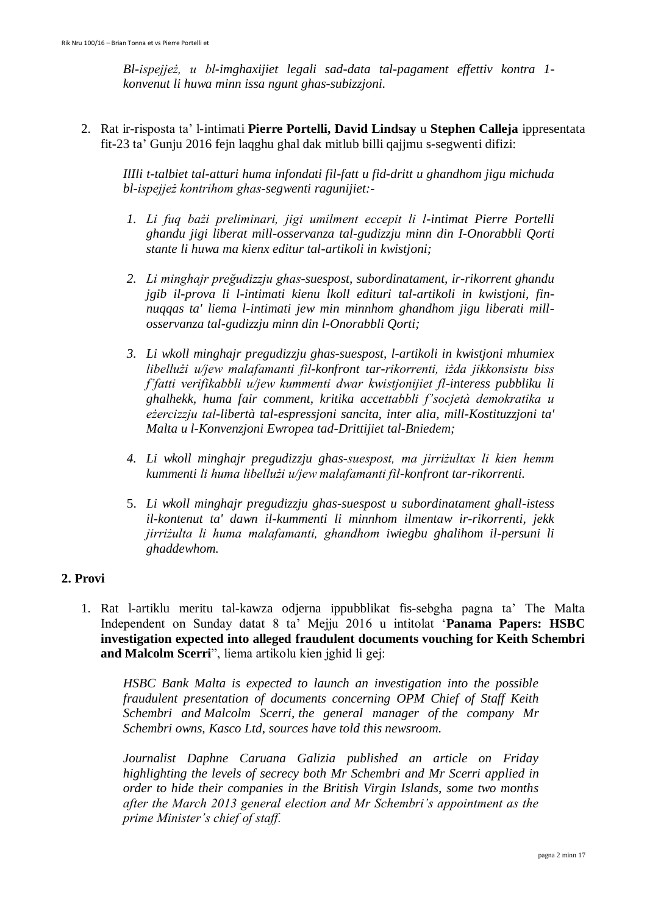*Bl-ispejjeż, u bl-imghaxijiet legali sad-data tal-pagament effettiv kontra 1-konvenut li huwa minn issa ngunt ghas-subizzjoni.*

2. Rat ir-risposta ta' l-intimati **Pierre Portelli, David Lindsay** u **Stephen Calleja** ippresentata fit-23 ta' Gunju 2016 fejn laqghu ghal dak mitlub billi qajjmu s-segwenti difizi:

   *IlIli t-talbiet tal-atturi huma infondati fil-fatt u fid-dritt u ghandhom jigu michuda bl-ispejjeż kontrihom ghas-segwenti ragunijiet:-*

   1. *Li fuq bażi preliminari, jigi umilment eccepit li l-intimat Pierre Portelli ghandu jigi liberat mill-osservanza tal-gudizzju minn din I-Onorabbli Qorti stante li huwa ma kienx editur tal-artikoli in kwistjoni;*

   2. *Li minghajr preğudizzju ghas-suespost, subordinatament, ir-rikorrent ghandu jgib il-prova li l-intimati kienu lkoll edituri tal-artikoli in kwistjoni, fin-nuqqas ta' liema l-intimati jew min minnhom ghandhom jigu liberati mill-osservanza tal-gudizzju minn din l-Onorabbli Qorti;*

   3. *Li wkoll minghajr pregudizzju ghas-suespost, l-artikoli in kwistjoni mhumiex libellużi u/jew malafamanti fil-konfront tar-rikorrenti, iżda jikkonsistu biss f'fatti verifikabbli u/jew kummenti dwar kwistjonijiet fl-interess pubbliku li ghalhekk, huma fair comment, kritika accettabbli f'socjetà demokratika u eżercizzju tal-libertà tal-espressjoni sancita, inter alia, mill-Kostituzzjoni ta' Malta u l-Konvenzjoni Ewropea tad-Drittijiet tal-Bniedem;*

   4. *Li wkoll minghajr pregudizzju ghas-suespost, ma jirriżultax li kien hemm kummenti li huma libellużi u/jew malafamanti fil-konfront tar-rikorrenti.*

   5. *Li wkoll minghajr pregudizzju ghas-suespost u subordinatament ghall-istess il-kontenut ta' dawn il-kummenti li minnhom ilmentaw ir-rikorrenti, jekk jirriżulta li huma malafamanti, ghandhom iwiegbu ghalihom il-persuni li ghaddewhom.*

## 2. Provi

1. Rat l-artiklu meritu tal-kawza odjerna ippubblikat fis-sebgha pagna ta' The Malta Independent on Sunday datat 8 ta' Mejju 2016 u intitolat '**Panama Papers: HSBC investigation expected into alleged fraudulent documents vouching for Keith Schembri and Malcolm Scerri**", liema artikolu kien jghid li gej:

   *HSBC Bank Malta is expected to launch an investigation into the possible fraudulent presentation of documents concerning OPM Chief of Staff Keith Schembri and Malcolm Scerri, the general manager of the company Mr Schembri owns, Kasco Ltd, sources have told this newsroom.*

   *Journalist Daphne Caruana Galizia published an article on Friday highlighting the levels of secrecy both Mr Schembri and Mr Scerri applied in order to hide their companies in the British Virgin Islands, some two months after the March 2013 general election and Mr Schembri's appointment as the prime Minister's chief of staff.*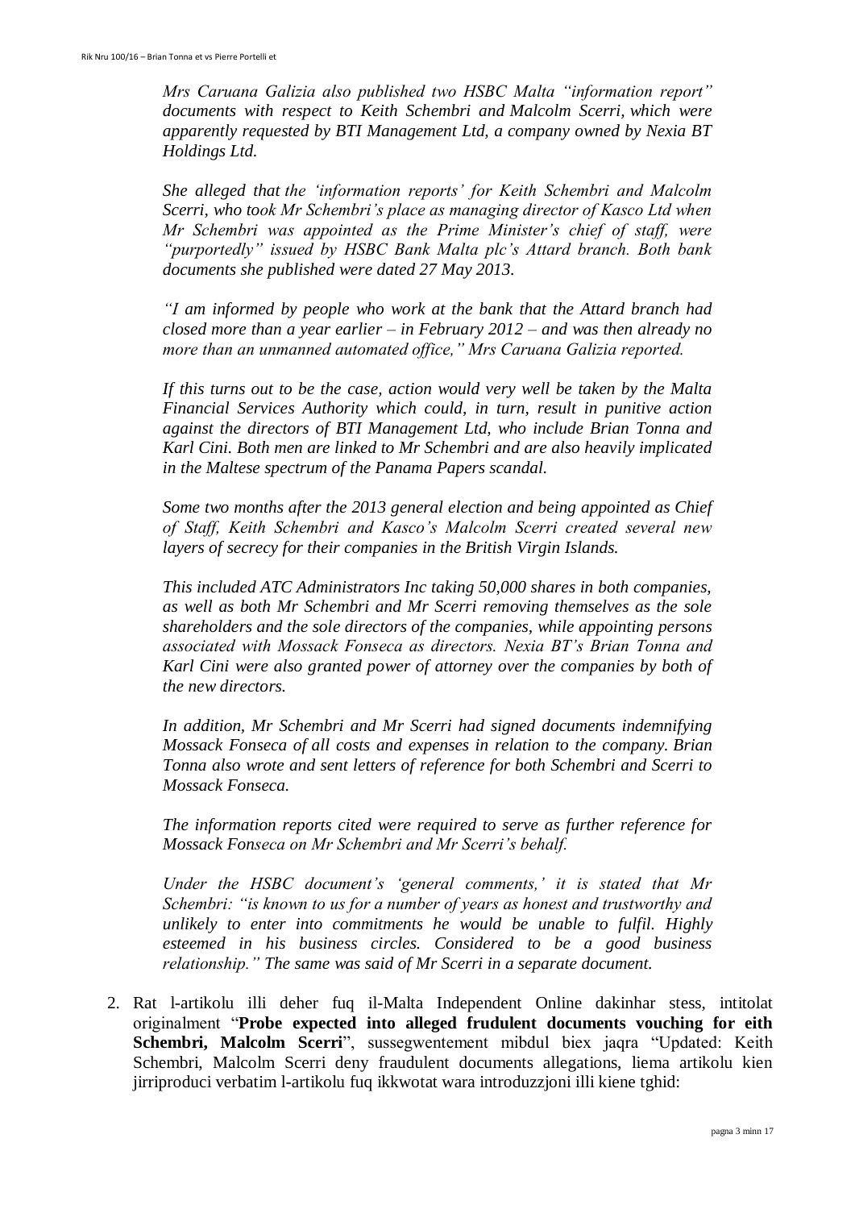*Mrs Caruana Galizia also published two HSBC Malta "information report" documents with respect to Keith Schembri and Malcolm Scerri, which were apparently requested by BTI Management Ltd, a company owned by Nexia BT Holdings Ltd.*

*She alleged that the 'information reports' for Keith Schembri and Malcolm Scerri, who took Mr Schembri's place as managing director of Kasco Ltd when Mr Schembri was appointed as the Prime Minister's chief of staff, were "purportedly" issued by HSBC Bank Malta plc's Attard branch. Both bank documents she published were dated 27 May 2013.*

*"I am informed by people who work at the bank that the Attard branch had closed more than a year earlier – in February 2012 – and was then already no more than an unmanned automated office," Mrs Caruana Galizia reported.*

*If this turns out to be the case, action would very well be taken by the Malta Financial Services Authority which could, in turn, result in punitive action against the directors of BTI Management Ltd, who include Brian Tonna and Karl Cini. Both men are linked to Mr Schembri and are also heavily implicated in the Maltese spectrum of the Panama Papers scandal.*

*Some two months after the 2013 general election and being appointed as Chief of Staff, Keith Schembri and Kasco's Malcolm Scerri created several new layers of secrecy for their companies in the British Virgin Islands.*

*This included ATC Administrators Inc taking 50,000 shares in both companies, as well as both Mr Schembri and Mr Scerri removing themselves as the sole shareholders and the sole directors of the companies, while appointing persons associated with Mossack Fonseca as directors. Nexia BT's Brian Tonna and Karl Cini were also granted power of attorney over the companies by both of the new directors.*

*In addition, Mr Schembri and Mr Scerri had signed documents indemnifying Mossack Fonseca of all costs and expenses in relation to the company. Brian Tonna also wrote and sent letters of reference for both Schembri and Scerri to Mossack Fonseca.*

*The information reports cited were required to serve as further reference for Mossack Fonseca on Mr Schembri and Mr Scerri's behalf.*

*Under the HSBC document's 'general comments,' it is stated that Mr Schembri: "is known to us for a number of years as honest and trustworthy and unlikely to enter into commitments he would be unable to fulfil. Highly esteemed in his business circles. Considered to be a good business relationship." The same was said of Mr Scerri in a separate document.*

2. Rat l-artikolu illi deher fuq il-Malta Independent Online dakinhar stess, intitolat originalment "**Probe expected into alleged frudulent documents vouching for eith Schembri, Malcolm Scerri**", sussegwentement mibdul biex jaqra "Updated: Keith Schembri, Malcolm Scerri deny fraudulent documents allegations, liema artikolu kien jirriproduci verbatim l-artikolu fuq ikkwotat wara introduzzjoni illi kiene tghid: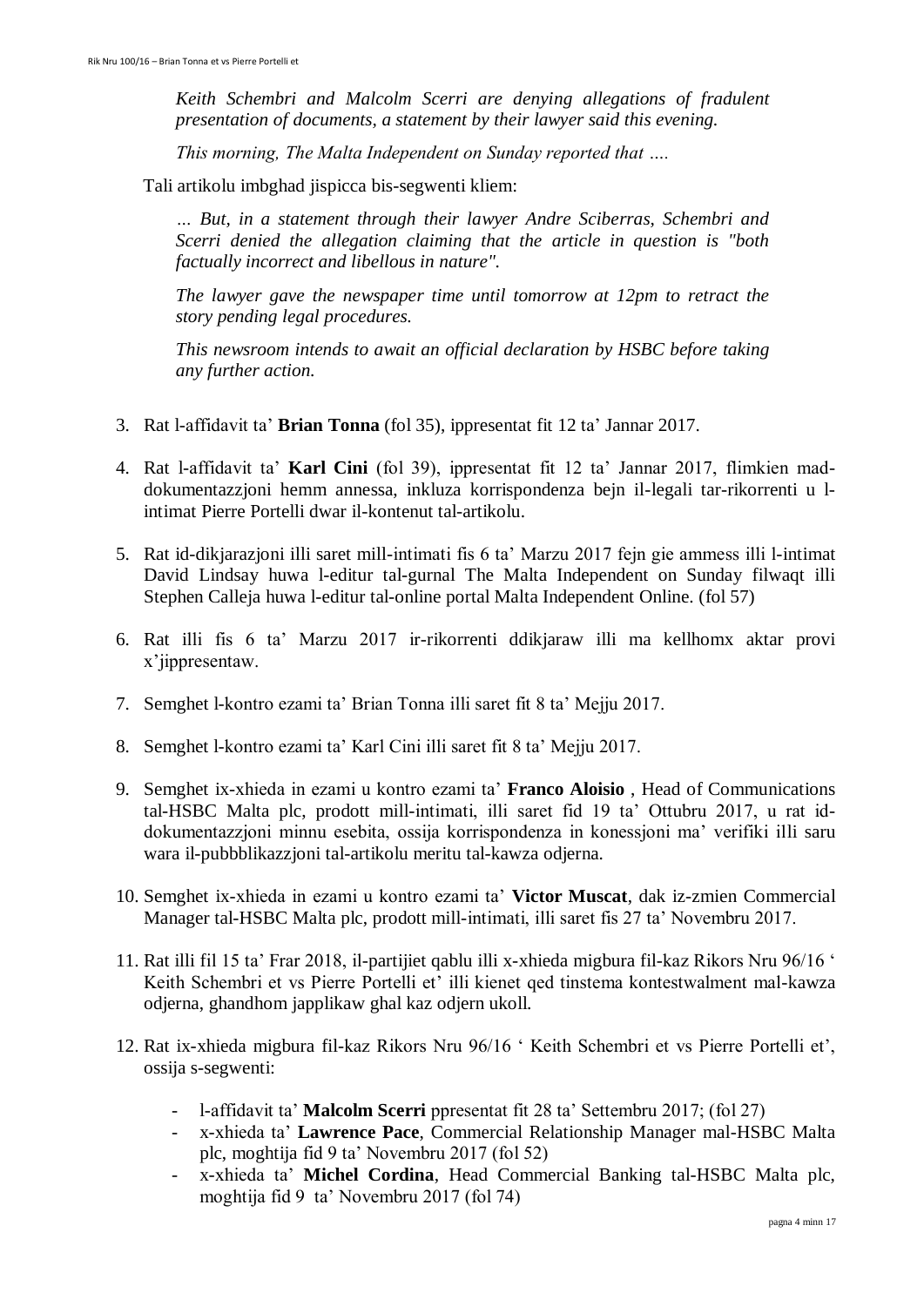*Keith Schembri and Malcolm Scerri are denying allegations of fradulent presentation of documents, a statement by their lawyer said this evening.*

*This morning, The Malta Independent on Sunday reported that ….*

Tali artikolu imbghad jispicca bis-segwenti kliem:

*… But, in a statement through their lawyer Andre Sciberras, Schembri and Scerri denied the allegation claiming that the article in question is "both factually incorrect and libellous in nature".*

*The lawyer gave the newspaper time until tomorrow at 12pm to retract the story pending legal procedures.*

*This newsroom intends to await an official declaration by HSBC before taking any further action.*

3. Rat l-affidavit ta' **Brian Tonna** (fol 35), ippresentat fit 12 ta' Jannar 2017.

4. Rat l-affidavit ta' **Karl Cini** (fol 39), ippresentat fit 12 ta' Jannar 2017, flimkien mad-dokumentazzjoni hemm annessa, inkluza korrispondenza bejn il-legali tar-rikorrenti u l-intimat Pierre Portelli dwar il-kontenut tal-artikolu.

5. Rat id-dikjarazjoni illi saret mill-intimati fis 6 ta' Marzu 2017 fejn gie ammess illi l-intimat David Lindsay huwa l-editur tal-gurnal The Malta Independent on Sunday filwaqt illi Stephen Calleja huwa l-editur tal-online portal Malta Independent Online. (fol 57)

6. Rat illi fis 6 ta' Marzu 2017 ir-rikorrenti ddikjaraw illi ma kellhomx aktar provi x'jippresentaw.

7. Semghet l-kontro ezami ta' Brian Tonna illi saret fit 8 ta' Mejju 2017.

8. Semghet l-kontro ezami ta' Karl Cini illi saret fit 8 ta' Mejju 2017.

9. Semghet ix-xhieda in ezami u kontro ezami ta' **Franco Aloisio** , Head of Communications tal-HSBC Malta plc, prodott mill-intimati, illi saret fid 19 ta' Ottubru 2017, u rat id-dokumentazzjoni minnu esebita, ossija korrispondenza in konsessjoni ma' verifiki illi saru wara il-pubbblikazzjoni tal-artikolu meritu tal-kawza odjerna.

10. Semghet ix-xhieda in ezami u kontro ezami ta' **Victor Muscat**, dak iz-zmien Commercial Manager tal-HSBC Malta plc, prodott mill-intimati, illi saret fis 27 ta' Novembru 2017.

11. Rat illi fil 15 ta' Frar 2018, il-partijiet qablu illi x-xhieda migbura fil-kaz Rikors Nru 96/16 ' Keith Schembri et vs Pierre Portelli et' illi kienet qed tinstema kontestwalment mal-kawza odjerna, ghandhom japplikaw ghal kaz odjern ukoll.

12. Rat ix-xhieda migbura fil-kaz Rikors Nru 96/16 ' Keith Schembri et vs Pierre Portelli et', ossija s-segwenti:

    - l-affidavit ta' **Malcolm Scerri** ppresentat fit 28 ta' Settembru 2017; (fol 27)
    - x-xhieda ta' **Lawrence Pace**, Commercial Relationship Manager mal-HSBC Malta plc, moghtija fid 9 ta' Novembru 2017 (fol 52)
    - x-xhieda ta' **Michel Cordina**, Head Commercial Banking tal-HSBC Malta plc, moghtija fid 9 ta' Novembru 2017 (fol 74)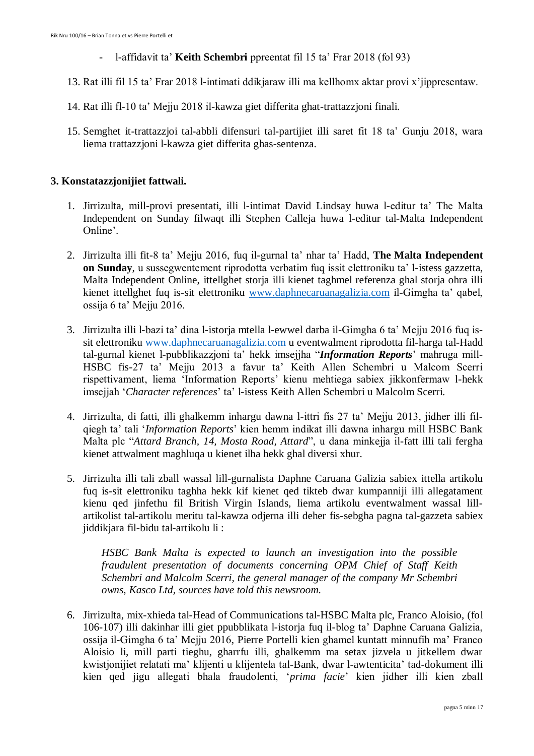- l-affidavit ta' **Keith Schembri** ppreentat fil 15 ta' Frar 2018 (fol 93)

13. Rat illi fil 15 ta' Frar 2018 l-intimati ddikjaraw illi ma kellhomx aktar provi x'jippresentaw.

14. Rat illi fl-10 ta' Mejju 2018 il-kawza giet differita ghat-trattazzjoni finali.

15. Semghet it-trattazzjoi tal-abbli difensuri tal-partijiet illi saret fit 18 ta' Gunju 2018, wara liema trattazzjoni l-kawza giet differita ghas-sentenza.

### 3. Konstatazzjonijiet fattwali.

1. Jirrizulta, mill-provi presentati, illi l-intimat David Lindsay huwa l-editur ta' The Malta Independent on Sunday filwaqt illi Stephen Calleja huwa l-editur tal-Malta Independent Online'.

2. Jirrizulta illi fit-8 ta' Mejju 2016, fuq il-gurnal ta' nhar ta' Hadd, **The Malta Independent on Sunday**, u sussegwentement riprodotta verbatim fuq issit elettroniku ta' l-istess gazzetta, Malta Independent Online, ittellghet storja illi kienet taghmel referenza ghal storja ohra illi kienet ittellghet fuq is-sit elettroniku www.daphnecaruanagalizia.com il-Gimgha ta' qabel, ossija 6 ta' Mejju 2016.

3. Jirrizulta illi l-bazi ta' dina l-istorja mtella l-ewwel darba il-Gimgha 6 ta' Mejju 2016 fuq is-sit elettroniku www.daphnecaruanagalizia.com u eventwalment riprodotta fil-harga tal-Hadd tal-gurnal kienet l-pubblikazzjoni ta' hekk imsejjha "***Information Reports***' mahruga mill-HSBC fis-27 ta' Mejju 2013 a favur ta' Keith Allen Schembri u Malcom Scerri rispettivament, liema 'Information Reports' kienu mehtiega sabiex jikkonfermaw l-hekk imsejjah '*Character references*' ta' l-istess Keith Allen Schembri u Malcolm Scerri.

4. Jirrizulta, di fatti, illi ghalkemm inhargu dawna l-ittri fis 27 ta' Mejju 2013, jidher illi fil-qiegh ta' tali '*Information Reports*' kien hemm indikat illi dawna inhargu mill HSBC Bank Malta plc "*Attard Branch, 14, Mosta Road, Attard*", u dana minkejja il-fatt illi tali fergha kienet attwalment maghluqa u kienet ilha hekk ghal diversi xhur.

5. Jirrizulta illi tali zball wassal lill-gurnalista Daphne Caruana Galizia sabiex ittella artikolu fuq is-sit elettroniku taghha hekk kif kienet qed tikteb dwar kumpanniji illi allegatament kienu qed jinfethu fil British Virgin Islands, liema artikolu eventwalment wassal lill-artikolist tal-artikolu meritu tal-kawza odjerna illi deher fis-sebgha pagna tal-gazzeta sabiex jiddikjara fil-bidu tal-artikolu li :

   > *HSBC Bank Malta is expected to launch an investigation into the possible fraudulent presentation of documents concerning OPM Chief of Staff Keith Schembri and Malcolm Scerri, the general manager of the company Mr Schembri owns, Kasco Ltd, sources have told this newsroom.*

6. Jirrizulta, mix-xhieda tal-Head of Communications tal-HSBC Malta plc, Franco Aloisio, (fol 106-107) illi dakinhar illi giet ppubblikata l-istorja fuq il-blog ta' Daphne Caruana Galizia, ossija il-Gimgha 6 ta' Mejju 2016, Pierre Portelli kien ghamel kuntatt minnufih ma' Franco Aloisio li, mill parti tieghu, gharrfu illi, ghalkemm ma setax jizvela u jitkellem dwar kwistjonijiet relatati ma' klijenti u klijentela tal-Bank, dwar l-awtenticita' tad-dokument illi kien qed jigu allegati bhala fraudolenti, '*prima facie*' kien jidher illi kien zball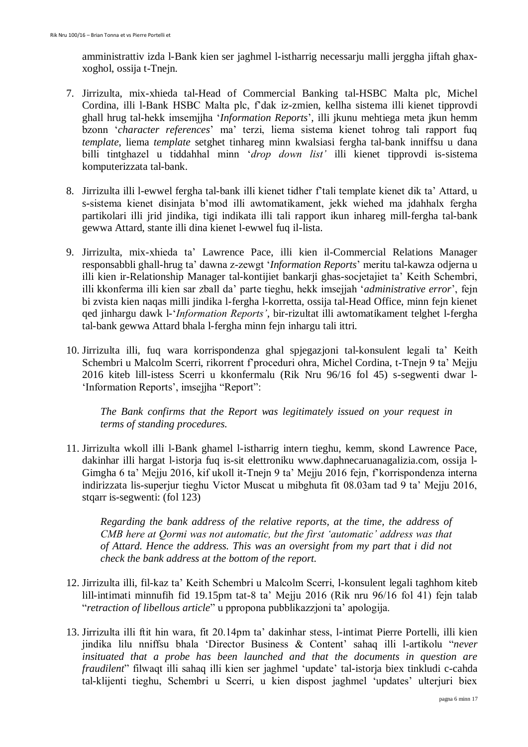amministrattiv izda l-Bank kien ser jaghmel l-istharrig necessarju malli jerggha jiftah ghax-xoghol, ossija t-Tnejn.

7. Jirrizulta, mix-xhieda tal-Head of Commercial Banking tal-HSBC Malta plc, Michel Cordina, illi l-Bank HSBC Malta plc, f'dak iz-zmien, kellha sistema illi kienet tipprovdi ghall hrug tal-hekk imsemjjha '*Information Reports*', illi jkunu mehtiega meta jkun hemm bzonn '*character references*' ma' terzi, liema sistema kienet tohrog tali rapport fuq *template*, liema *template* setghet tinhareg minn kwalsiasi fergha tal-bank inniffsu u dana billi tintghazel u tiddahhal minn '*drop down list'* illi kienet tipprovdi is-sistema komputerizzata tal-bank.

8. Jirrizulta illi l-ewwel fergha tal-bank illi kienet tidher f'tali template kienet dik ta' Attard, u s-sistema kienet disinjata b'mod illi awtomatikament, jekk wiehed ma jdahhalx fergha partikolari illi jrid jindika, tigi indikata illi tali rapport ikun inhareg mill-fergha tal-bank gewwa Attard, stante illi dina kienet l-ewwel fuq il-lista.

9. Jirrizulta, mix-xhieda ta' Lawrence Pace, illi kien il-Commercial Relations Manager responsabbli ghall-hrug ta' dawna z-zewgt '*Information Reports*' meritu tal-kawza odjerna u illi kien ir-Relationship Manager tal-kontijiet bankarji ghas-socjetajiet ta' Keith Schembri, illi kkonferma illi kien sar zball da' parte tieghu, hekk imsejjah '*administrative error*', fejn bi zvista kien naqas milli jindika l-fergha l-korretta, ossija tal-Head Office, minn fejn kienet qed jinhargu dawk l-'*Information Reports'*, bir-rizultat illi awtomatikament telghet l-fergha tal-bank gewwa Attard bhala l-fergha minn fejn inhargu tali ittri.

10. Jirrizulta illi, fuq wara korrispondenza ghal spjegazjoni tal-konsulent legali ta' Keith Schembri u Malcolm Scerri, rikorrent f'proceduri ohra, Michel Cordina, t-Tnejn 9 ta' Mejju 2016 kiteb lill-istess Scerri u kkonfermalu (Rik Nru 96/16 fol 45) s-segwenti dwar l-'Information Reports', imsejjha "Report":

    *The Bank confirms that the Report was legitimately issued on your request in terms of standing procedures.*

11. Jirrizulta wkoll illi l-Bank ghamel l-istharrig intern tieghu, kemm, skond Lawrence Pace, dakinhar illi hargat l-istorja fuq is-sit elettroniku www.daphnecaruanagalizia.com, ossija l-Gimgha 6 ta' Mejju 2016, kif ukoll it-Tnejn 9 ta' Mejju 2016 fejn, f'korrispondenza interna indirizzata lis-superjur tieghu Victor Muscat u mibghuta fit 08.03am tad 9 ta' Mejju 2016, stqarr is-segwenti: (fol 123)

    *Regarding the bank address of the relative reports, at the time, the address of CMB here at Qormi was not automatic, but the first 'automatic' address was that of Attard. Hence the address. This was an oversight from my part that i did not check the bank address at the bottom of the report.*

12. Jirrizulta illi, fil-kaz ta' Keith Schembri u Malcolm Scerri, l-konsulent legali taghhom kiteb lill-intimati minnufih fid 19.15pm tat-8 ta' Mejju 2016 (Rik nru 96/16 fol 41) fejn talab "*retraction of libellous article*" u ppropona pubblikazzjoni ta' apologija.

13. Jirrizulta illi ftit hin wara, fit 20.14pm ta' dakinhar stess, l-intimat Pierre Portelli, illi kien jindika lilu nniffsu bhala 'Director Business & Content' sahaq illi l-artikolu "*never insituated that a probe has been launched and that the documents in question are fraudilent*" filwaqt illi sahaq illi kien ser jaghmel 'update' tal-istorja biex tinkludi c-cahda tal-klijenti tieghu, Schembri u Scerri, u kien dispost jaghmel 'updates' ulterjuri biex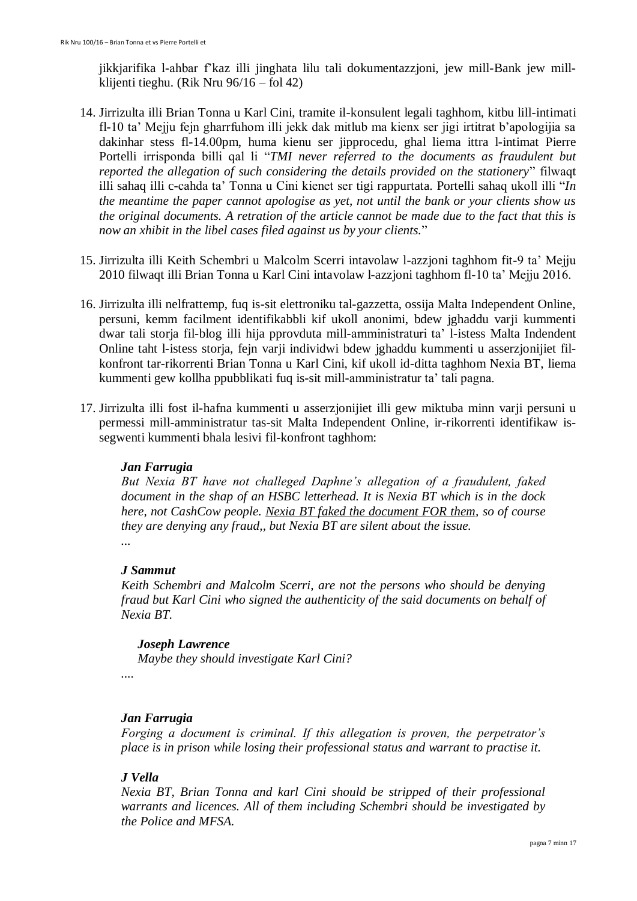jikkjarifika l-ahbar f'kaz illi jinghata lilu tali dokumentazzjoni, jew mill-Bank jew mill-klijenti tieghu. (Rik Nru 96/16 – fol 42)

14. Jirrizulta illi Brian Tonna u Karl Cini, tramite il-konsulent legali taghhom, kitbu lill-intimati fl-10 ta' Mejju fejn gharrfuhom illi jekk dak mitlub ma kienx ser jigi irtitrat b'apologijia sa dakinhar stess fl-14.00pm, huma kienu ser jipprocedu, ghal liema ittra l-intimat Pierre Portelli irrisponda billi qal li "*TMI never referred to the documents as fraudulent but reported the allegation of such considering the details provided on the stationery*" filwaqt illi sahaq illi c-cahda ta' Tonna u Cini kienet ser tigi rappurtata. Portelli sahaq ukoll illi "*In the meantime the paper cannot apologise as yet, not until the bank or your clients show us the original documents. A retration of the article cannot be made due to the fact that this is now an xhibit in the libel cases filed against us by your clients.*"

15. Jirrizulta illi Keith Schembri u Malcolm Scerri intavolaw l-azzjoni taghhom fit-9 ta' Mejju 2010 filwaqt illi Brian Tonna u Karl Cini intavolaw l-azzjoni taghhom fl-10 ta' Mejju 2016.

16. Jirrizulta illi nelfrattemp, fuq is-sit elettroniku tal-gazzetta, ossija Malta Independent Online, persuni, kemm facilment identifikabbli kif ukoll anonimi, bdew jghaddu varji kummenti dwar tali storja fil-blog illi hija pprovduta mill-amministraturi ta' l-istess Malta Indendent Online taht l-istess storja, fejn varji individwi bdew jghaddu kummenti u asserzjonijiet fil-konfront tar-rikorrenti Brian Tonna u Karl Cini, kif ukoll id-ditta taghhom Nexia BT, liema kummenti gew kollha ppubblikati fuq is-sit mill-amministratur ta' tali pagna.

17. Jirrizulta illi fost il-hafna kummenti u asserzjonijiet illi gew miktuba minn varji persuni u permessi mill-amministratur tas-sit Malta Independent Online, ir-rikorrenti identifikaw is-segwenti kummenti bhala lesivi fil-konfront taghhom:

    ***Jan Farrugia***
    *But Nexia BT have not challeged Daphne's allegation of a fraudulent, faked document in the shap of an HSBC letterhead. It is Nexia BT which is in the dock here, not CashCow people. <u>Nexia BT faked the document FOR them</u>, so of course they are denying any fraud,, but Nexia BT are silent about the issue.*
    ...

    ***J Sammut***
    *Keith Schembri and Malcolm Scerri, are not the persons who should be denying fraud but Karl Cini who signed the authenticity of the said documents on behalf of Nexia BT.*

    > ***Joseph Lawrence***
    > *Maybe they should investigate Karl Cini?*

    ....

    ***Jan Farrugia***
    *Forging a document is criminal. If this allegation is proven, the perpetrator's place is in prison while losing their professional status and warrant to practise it.*

    ***J Vella***
    *Nexia BT, Brian Tonna and karl Cini should be stripped of their professional warrants and licences. All of them including Schembri should be investigated by the Police and MFSA.*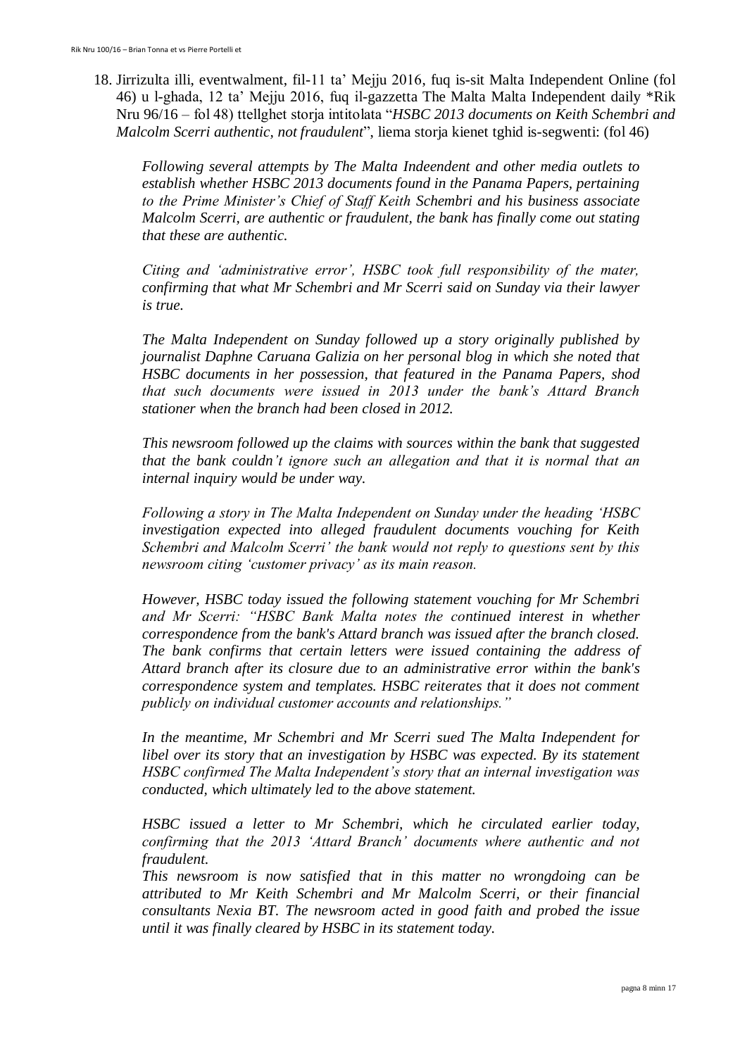18. Jirrizulta illi, eventwalment, fil-11 ta' Mejju 2016, fuq is-sit Malta Independent Online (fol 46) u l-għada, 12 ta' Mejju 2016, fuq il-gazzetta The Malta Malta Independent daily *Rik Nru 96/16 – fol 48) ttellgħet storja intitolata "*HSBC 2013 documents on Keith Schembri and Malcolm Scerri authentic, not fraudulent*", liema storja kienet tgħid is-segwenti: (fol 46)

    *Following several attempts by The Malta Indeendent and other media outlets to establish whether HSBC 2013 documents found in the Panama Papers, pertaining to the Prime Minister's Chief of Staff Keith Schembri and his business associate Malcolm Scerri, are authentic or fraudulent, the bank has finally come out stating that these are authentic.*

    *Citing and 'administrative error', HSBC took full responsibility of the mater, confirming that what Mr Schembri and Mr Scerri said on Sunday via their lawyer is true.*

    *The Malta Independent on Sunday followed up a story originally published by journalist Daphne Caruana Galizia on her personal blog in which she noted that HSBC documents in her possession, that featured in the Panama Papers, shod that such documents were issued in 2013 under the bank's Attard Branch stationer when the branch had been closed in 2012.*

    *This newsroom followed up the claims with sources within the bank that suggested that the bank couldn't ignore such an allegation and that it is normal that an internal inquiry would be under way.*

    *Following a story in The Malta Independent on Sunday under the heading 'HSBC investigation expected into alleged fraudulent documents vouching for Keith Schembri and Malcolm Scerri' the bank would not reply to questions sent by this newsroom citing 'customer privacy' as its main reason.*

    *However, HSBC today issued the following statement vouching for Mr Schembri and Mr Scerri: "HSBC Bank Malta notes the continued interest in whether correspondence from the bank's Attard branch was issued after the branch closed. The bank confirms that certain letters were issued containing the address of Attard branch after its closure due to an administrative error within the bank's correspondence system and templates. HSBC reiterates that it does not comment publicly on individual customer accounts and relationships."*

    *In the meantime, Mr Schembri and Mr Scerri sued The Malta Independent for libel over its story that an investigation by HSBC was expected. By its statement HSBC confirmed The Malta Independent's story that an internal investigation was conducted, which ultimately led to the above statement.*

    *HSBC issued a letter to Mr Schembri, which he circulated earlier today, confirming that the 2013 'Attard Branch' documents where authentic and not fraudulent.*
    *This newsroom is now satisfied that in this matter no wrongdoing can be attributed to Mr Keith Schembri and Mr Malcolm Scerri, or their financial consultants Nexia BT. The newsroom acted in good faith and probed the issue until it was finally cleared by HSBC in its statement today.*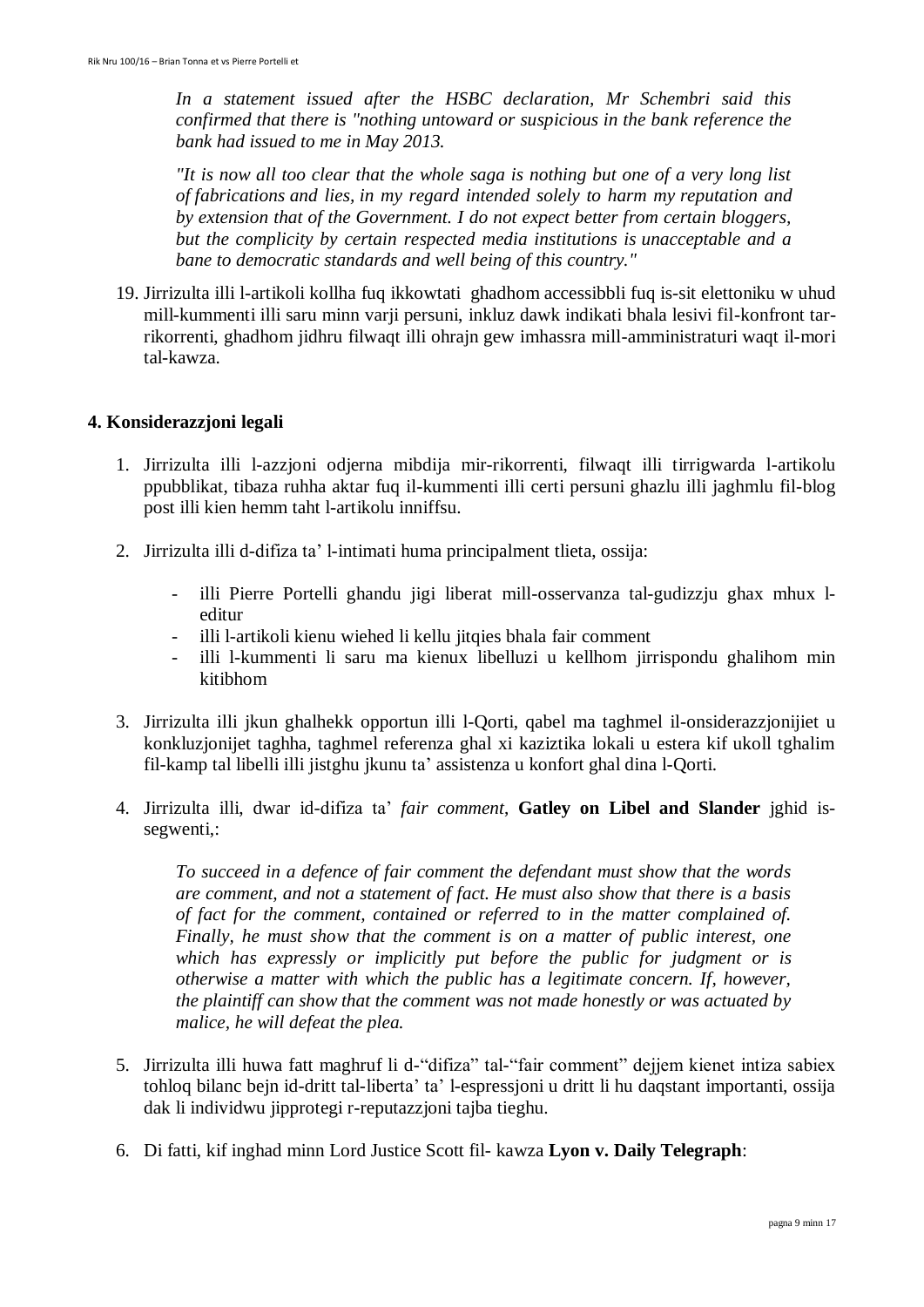*In a statement issued after the HSBC declaration, Mr Schembri said this confirmed that there is "nothing untoward or suspicious in the bank reference the bank had issued to me in May 2013.*

*"It is now all too clear that the whole saga is nothing but one of a very long list of fabrications and lies, in my regard intended solely to harm my reputation and by extension that of the Government. I do not expect better from certain bloggers, but the complicity by certain respected media institutions is unacceptable and a bane to democratic standards and well being of this country."*

19. Jirrizulta illi l-artikoli kollha fuq ikkowtati ghadhom accessibbli fuq is-sit elettoniku w uhud mill-kummenti illi saru minn varji persuni, inkluz dawk indikati bhala lesivi fil-konfront tar-rikorrenti, ghadhom jidhru filwaqt illi ohrajn gew imhassra mill-amministraturi waqt il-mori tal-kawza.

## 4. Konsiderazzjoni legali

1. Jirrizulta illi l-azzjoni odjerna mibdija mir-rikorrenti, filwaqt illi tirrigwarda l-artikolu ppubblikat, tibaza ruhha aktar fuq il-kummenti illi certi persuni ghazlu illi jaghmlu fil-blog post illi kien hemm taht l-artikolu inniffsu.

2. Jirrizulta illi d-difiza ta' l-intimati huma principalment tlieta, ossija:

   - illi Pierre Portelli ghandu jigi liberat mill-osservanza tal-gudizzju ghax mhux l-editur
   - illi l-artikoli kienu wiehed li kellu jitqies bhala fair comment
   - illi l-kummenti li saru ma kienux libelluzi u kellhom jirrispondu ghalihom min kitibhom

3. Jirrizulta illi jkun ghalhekk opportun illi l-Qorti, qabel ma taghmel il-onsiderazzjonijiet u konkluzjonijet taghha, taghmel referenza ghal xi kaziztika lokali u estera kif ukoll tghalim fil-kamp tal libelli illi jistghu jkunu ta' assistenza u konfort ghal dina l-Qorti.

4. Jirrizulta illi, dwar id-difiza ta' *fair comment*, **Gatley on Libel and Slander** jghid is-segwenti,:

   *To succeed in a defence of fair comment the defendant must show that the words are comment, and not a statement of fact. He must also show that there is a basis of fact for the comment, contained or referred to in the matter complained of. Finally, he must show that the comment is on a matter of public interest, one which has expressly or implicitly put before the public for judgment or is otherwise a matter with which the public has a legitimate concern. If, however, the plaintiff can show that the comment was not made honestly or was actuated by malice, he will defeat the plea.*

5. Jirrizulta illi huwa fatt maghruf li d-"difiza" tal-"fair comment" dejjem kienet intiza sabiex tohloq bilanc bejn id-dritt tal-liberta' ta' l-espressjoni u dritt li hu daqstant importanti, ossija dak li individwu jipprotegi r-reputazzjoni tajba tieghu.

6. Di fatti, kif inghad minn Lord Justice Scott fil- kawza **Lyon v. Daily Telegraph**: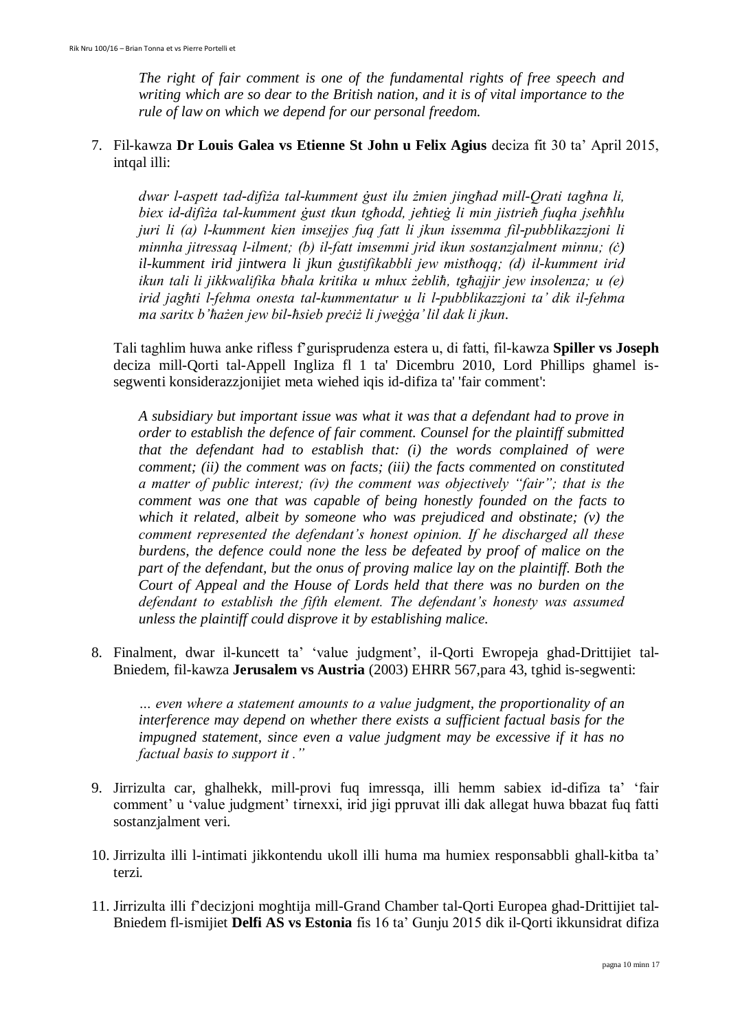*The right of fair comment is one of the fundamental rights of free speech and writing which are so dear to the British nation, and it is of vital importance to the rule of law on which we depend for our personal freedom.*

7. Fil-kawza **Dr Louis Galea vs Etienne St John u Felix Agius** deciza fit 30 ta' April 2015, intqal illi:

   *dwar l-aspett tad-difiża tal-kumment ġust ilu żmien jingħad mill-Qrati tagħna li, biex id-difiża tal-kumment ġust tkun tgħodd, jeħtieġ li min jistrieħ fuqha jseħħlu juri li (a) l-kumment kien imsejjes fuq fatt li jkun issemma fil-pubblikazzjoni li minnha jitressaq l-ilment; (b) il-fatt imsemmi jrid ikun sostanzjalment minnu; (ċ) il-kumment irid jintwera li jkun ġustifikabbli jew mistħoqq; (d) il-kumment irid ikun tali li jikkwalifika bħala kritika u mhux żebliħ, tgħajjir jew insolenza; u (e) irid jagħti l-fehma onesta tal-kummentatur u li l-pubblikazzjoni ta' dik il-fehma ma saritx b'ħażen jew bil-ħsieb preċiż li jweġġa' lil dak li jkun.*

   Tali taghlim huwa anke rifless f'gurisprudenza estera u, di fatti, fil-kawza **Spiller vs Joseph** deciza mill-Qorti tal-Appell Ingliza fl 1 ta' Dicembru 2010, Lord Phillips ghamel is-segwenti konsiderazzjonijiet meta wiehed iqis id-difiza ta' 'fair comment':

   *A subsidiary but important issue was what it was that a defendant had to prove in order to establish the defence of fair comment. Counsel for the plaintiff submitted that the defendant had to establish that: (i) the words complained of were comment; (ii) the comment was on facts; (iii) the facts commented on constituted a matter of public interest; (iv) the comment was objectively "fair"; that is the comment was one that was capable of being honestly founded on the facts to which it related, albeit by someone who was prejudiced and obstinate; (v) the comment represented the defendant's honest opinion. If he discharged all these burdens, the defence could none the less be defeated by proof of malice on the part of the defendant, but the onus of proving malice lay on the plaintiff. Both the Court of Appeal and the House of Lords held that there was no burden on the defendant to establish the fifth element. The defendant's honesty was assumed unless the plaintiff could disprove it by establishing malice.*

8. Finalment, dwar il-kuncett ta' 'value judgment', il-Qorti Ewropeja ghad-Drittijiet tal-Bniedem, fil-kawza **Jerusalem vs Austria** (2003) EHRR 567,para 43, tghid is-segwenti:

   *… even where a statement amounts to a value judgment, the proportionality of an interference may depend on whether there exists a sufficient factual basis for the impugned statement, since even a value judgment may be excessive if it has no factual basis to support it ."*

9. Jirrizulta car, ghalhekk, mill-provi fuq imressqa, illi hemm sabiex id-difiza ta' 'fair comment' u 'value judgment' tirnexxi, irid jigi ppruvat illi dak allegat huwa bbazat fuq fatti sostanzjalment veri.

10. Jirrizulta illi l-intimati jikkontendu ukoll illi huma ma humiex responsabbli ghall-kitba ta' terzi.

11. Jirrizulta illi f'decizjoni moghtija mill-Grand Chamber tal-Qorti Europea ghad-Drittijiet tal-Bniedem fl-ismijiet **Delfi AS vs Estonia** fis 16 ta' Gunju 2015 dik il-Qorti ikkunsidrat difiza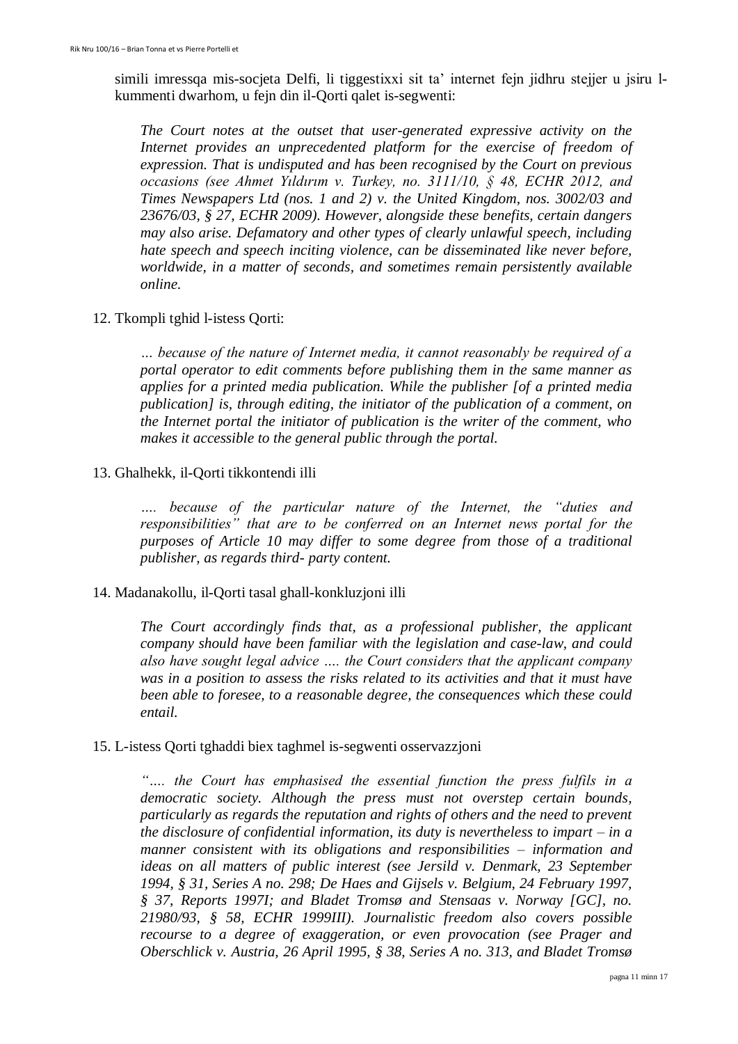simili imressqa mis-socjeta Delfi, li tiggestixxi sit ta' internet fejn jidhru stejjer u jsiru l-kummenti dwarhom, u fejn din il-Qorti qalet is-segwenti:

> *The Court notes at the outset that user-generated expressive activity on the Internet provides an unprecedented platform for the exercise of freedom of expression. That is undisputed and has been recognised by the Court on previous occasions (see Ahmet Yıldırım v. Turkey, no. 3111/10, § 48, ECHR 2012, and Times Newspapers Ltd (nos. 1 and 2) v. the United Kingdom, nos. 3002/03 and 23676/03, § 27, ECHR 2009). However, alongside these benefits, certain dangers may also arise. Defamatory and other types of clearly unlawful speech, including hate speech and speech inciting violence, can be disseminated like never before, worldwide, in a matter of seconds, and sometimes remain persistently available online.*

12. Tkompli tghid l-istess Qorti:

> *… because of the nature of Internet media, it cannot reasonably be required of a portal operator to edit comments before publishing them in the same manner as applies for a printed media publication. While the publisher [of a printed media publication] is, through editing, the initiator of the publication of a comment, on the Internet portal the initiator of publication is the writer of the comment, who makes it accessible to the general public through the portal.*

13. Ghalhekk, il-Qorti tikkontendi illi

> *…. because of the particular nature of the Internet, the "duties and responsibilities" that are to be conferred on an Internet news portal for the purposes of Article 10 may differ to some degree from those of a traditional publisher, as regards third- party content.*

14. Madanakollu, il-Qorti tasal ghall-konkluzjoni illi

> *The Court accordingly finds that, as a professional publisher, the applicant company should have been familiar with the legislation and case-law, and could also have sought legal advice …. the Court considers that the applicant company was in a position to assess the risks related to its activities and that it must have been able to foresee, to a reasonable degree, the consequences which these could entail.*

15. L-istess Qorti tghaddi biex taghmel is-segwenti osservazzjoni

> *"…. the Court has emphasised the essential function the press fulfils in a democratic society. Although the press must not overstep certain bounds, particularly as regards the reputation and rights of others and the need to prevent the disclosure of confidential information, its duty is nevertheless to impart – in a manner consistent with its obligations and responsibilities – information and ideas on all matters of public interest (see Jersild v. Denmark, 23 September 1994, § 31, Series A no. 298; De Haes and Gijsels v. Belgium, 24 February 1997, § 37, Reports 1997I; and Bladet Tromsø and Stensaas v. Norway [GC], no. 21980/93, § 58, ECHR 1999III). Journalistic freedom also covers possible recourse to a degree of exaggeration, or even provocation (see Prager and Oberschlick v. Austria, 26 April 1995, § 38, Series A no. 313, and Bladet Tromsø*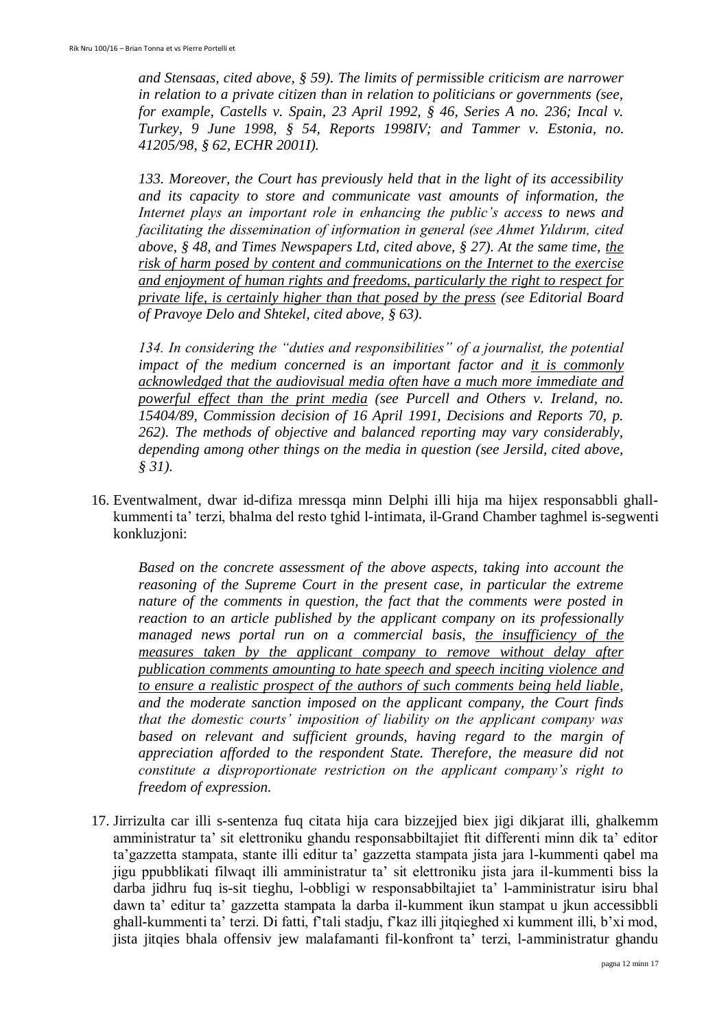*and Stensaas, cited above, § 59). The limits of permissible criticism are narrower in relation to a private citizen than in relation to politicians or governments (see, for example, Castells v. Spain, 23 April 1992, § 46, Series A no. 236; Incal v. Turkey, 9 June 1998, § 54, Reports 1998IV; and Tammer v. Estonia, no. 41205/98, § 62, ECHR 2001I).*

*133. Moreover, the Court has previously held that in the light of its accessibility and its capacity to store and communicate vast amounts of information, the Internet plays an important role in enhancing the public's access to news and facilitating the dissemination of information in general (see Ahmet Yıldırım, cited above, § 48, and Times Newspapers Ltd, cited above, § 27). At the same time, <u>the risk of harm posed by content and communications on the Internet to the exercise and enjoyment of human rights and freedoms, particularly the right to respect for private life, is certainly higher than that posed by the press</u> (see Editorial Board of Pravoye Delo and Shtekel, cited above, § 63).*

*134. In considering the "duties and responsibilities" of a journalist, the potential impact of the medium concerned is an important factor and <u>it is commonly acknowledged that the audiovisual media often have a much more immediate and powerful effect than the print media</u> (see Purcell and Others v. Ireland, no. 15404/89, Commission decision of 16 April 1991, Decisions and Reports 70, p. 262). The methods of objective and balanced reporting may vary considerably, depending among other things on the media in question (see Jersild, cited above, § 31).*

16. Eventwalment, dwar id-difiza mressqa minn Delphi illi hija ma hijex responsabbli ghall-kummenti ta' terzi, bhalma del resto tghid l-intimata, il-Grand Chamber taghmel is-segwenti konkluzjoni:

*Based on the concrete assessment of the above aspects, taking into account the reasoning of the Supreme Court in the present case, in particular the extreme nature of the comments in question, the fact that the comments were posted in reaction to an article published by the applicant company on its professionally managed news portal run on a commercial basis, <u>the insufficiency of the measures taken by the applicant company to remove without delay after publication comments amounting to hate speech and speech inciting violence and to ensure a realistic prospect of the authors of such comments being held liable</u>, and the moderate sanction imposed on the applicant company, the Court finds that the domestic courts' imposition of liability on the applicant company was based on relevant and sufficient grounds, having regard to the margin of appreciation afforded to the respondent State. Therefore, the measure did not constitute a disproportionate restriction on the applicant company's right to freedom of expression.*

17. Jirrizulta car illi s-sentenza fuq citata hija cara bizzejjed biex jigi dikjarat illi, ghalkemm amministratur ta' sit elettroniku ghandu responsabbiltajiet ftit differenti minn dik ta' editor ta'gazzetta stampata, stante illi editur ta' gazzetta stampata jista jara l-kummenti qabel ma jigu ppubblikati filwaqt illi amministratur ta' sit elettroniku jista jara il-kummenti biss la darba jidhru fuq is-sit tieghu, l-obbligi w responsabbiltajiet ta' l-amministratur isiru bhal dawn ta' editur ta' gazzetta stampata la darba il-kumment ikun stampat u jkun accessibbli ghall-kummenti ta' terzi. Di fatti, f'tali stadju, f'kaz illi jitqieghed xi kumment illi, b'xi mod, jista jitqies bhala offensiv jew malafamanti fil-konfront ta' terzi, l-amministratur ghandu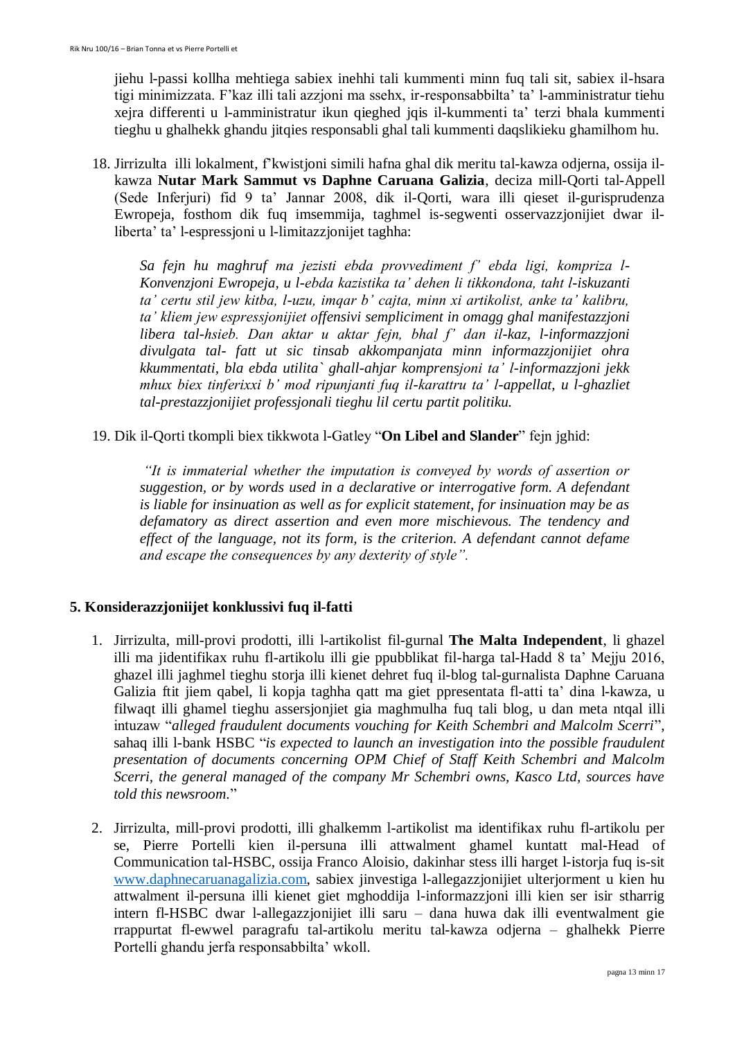jiehu l-passi kollha mehtiega sabiex inehhi tali kummenti minn fuq tali sit, sabiex il-hsara tigi minimizzata. F'kaz illi tali azzjoni ma ssehx, ir-responsabbilta' ta' l-amministratur tiehu xejra differenti u l-amministratur ikun qieghed jqis il-kummenti ta' terzi bhala kummenti tieghu u ghalhekk ghandu jitqies responsabli ghal tali kummenti daqslikieku ghamilhom hu.

18. Jirrizulta illi lokalment, f'kwistjoni simili hafna ghal dik meritu tal-kawza odjerna, ossija il-kawza **Nutar Mark Sammut vs Daphne Caruana Galizia**, deciza mill-Qorti tal-Appell (Sede Inferjuri) fid 9 ta' Jannar 2008, dik il-Qorti, wara illi qieset il-gurisprudenza Ewropeja, fosthom dik fuq imsemmija, taghmel is-segwenti osservazzjonijiet dwar il-liberta' ta' l-espressjoni u l-limitazzjonijet taghha:

    *Sa fejn hu maghruf ma jezisti ebda provvediment f' ebda ligi, kompriza l-Konvenzjoni Ewropeja, u l-ebda kazistika ta' dehen li tikkondona, taht l-iskuzanti ta' certu stil jew kitba, l-uzu, imqar b' cajta, minn xi artikolist, anke ta' kalibru, ta' kliem jew espressjonijiet offensivi sempliciment in omagg ghal manifestazzjoni libera tal-hsieb. Dan aktar u aktar fejn, bhal f' dan il-kaz, l-informazzjoni divulgata tal- fatt ut sic tinsab akkompanjata minn informazzjonijiet ohra kkummentati, bla ebda utilita` ghall-ahjar komprensjoni ta' l-informazzjoni jekk mhux biex tinferixxi b' mod ripunjanti fuq il-karattru ta' l-appellat, u l-ghazliet tal-prestazzjonijiet professjonali tieghu lil certu partit politiku.*

19. Dik il-Qorti tkompli biex tikkwota l-Gatley "**On Libel and Slander**" fejn jghid:

    *"It is immaterial whether the imputation is conveyed by words of assertion or suggestion, or by words used in a declarative or interrogative form. A defendant is liable for insinuation as well as for explicit statement, for insinuation may be as defamatory as direct assertion and even more mischievous. The tendency and effect of the language, not its form, is the criterion. A defendant cannot defame and escape the consequences by any dexterity of style".*

## 5. Konsiderazzjoniijet konklussivi fuq il-fatti

1. Jirrizulta, mill-provi prodotti, illi l-artikolist fil-gurnal **The Malta Independent**, li ghazel illi ma jidentifikax ruhu fl-artikolu illi gie ppubblikat fil-harga tal-Hadd 8 ta' Mejju 2016, ghazel illi jaghmel tieghu storja illi kienet dehret fuq il-blog tal-gurnalista Daphne Caruana Galizia ftit jiem qabel, li kopja taghha qatt ma giet ppresentata fl-atti ta' dina l-kawza, u filwaqt illi ghamel tieghu assersjonijiet gia maghmulha fuq tali blog, u dan meta ntqal illi intuzaw "*alleged fraudulent documents vouching for Keith Schembri and Malcolm Scerri*", sahaq illi l-bank HSBC "*is expected to launch an investigation into the possible fraudulent presentation of documents concerning OPM Chief of Staff Keith Schembri and Malcolm Scerri, the general managed of the company Mr Schembri owns, Kasco Ltd, sources have told this newsroom.*"

2. Jirrizulta, mill-provi prodotti, illi ghalkemm l-artikolist ma identifikax ruhu fl-artikolu per se, Pierre Portelli kien il-persuna illi attwalment ghamel kuntatt mal-Head of Communication tal-HSBC, ossija Franco Aloisio, dakinhar stess illi harget l-istorja fuq is-sit www.daphnecaruanagalizia.com, sabiex jinvestiga l-allegazzjonijiet ulterjorment u kien hu attwalment il-persuna illi kienet giet mghoddija l-informazzjoni illi kien ser isir stharrig intern fl-HSBC dwar l-allegazzjonijiet illi saru – dana huwa dak illi eventwalment gie rrappurtat fl-ewwel paragrafu tal-artikolu meritu tal-kawza odjerna – ghalhekk Pierre Portelli ghandu jerfa responsabbilta' wkoll.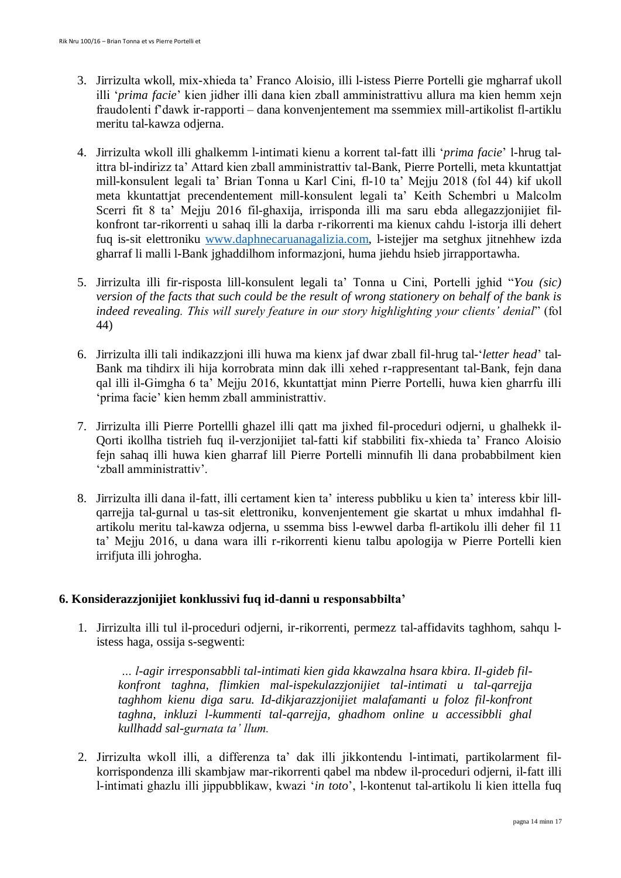3. Jirrizulta wkoll, mix-xhieda ta' Franco Aloisio, illi l-istess Pierre Portelli gie mgharraf ukoll illi '*prima facie*' kien jidher illi dana kien zball amministrattivu allura ma kien hemm xejn fraudolenti f'dawk ir-rapporti – dana konvenjentement ma ssemmiex mill-artikolist fl-artiklu meritu tal-kawza odjerna.

4. Jirrizulta wkoll illi ghalkemm l-intimati kienu a korrent tal-fatt illi '*prima facie*' l-hrug tal-ittra bl-indirizz ta' Attard kien zball amministrattiv tal-Bank, Pierre Portelli, meta kkuntattjat mill-konsulent legali ta' Brian Tonna u Karl Cini, fl-10 ta' Mejju 2018 (fol 44) kif ukoll meta kkuntattjat precendentement mill-konsulent legali ta' Keith Schembri u Malcolm Scerri fit 8 ta' Mejju 2016 fil-ghaxija, irrisponda illi ma saru ebda allegazzjonijiet fil-konfront tar-rikorrenti u sahaq illi la darba r-rikorrenti ma kienux cahdu l-istorja illi dehert fuq is-sit elettroniku www.daphnecaruanagalizia.com, l-istejjer ma setghux jitnehhew izda gharraf li malli l-Bank jghaddilhom informazjoni, huma jiehdu hsieb jirrapportawha.

5. Jirrizulta illi fir-risposta lill-konsulent legali ta' Tonna u Cini, Portelli jghid "*You (sic) version of the facts that such could be the result of wrong stationery on behalf of the bank is indeed revealing. This will surely feature in our story highlighting your clients' denial*" (fol 44)

6. Jirrizulta illi tali indikazzjoni illi huwa ma kienx jaf dwar zball fil-hrug tal-'*letter head*' tal-Bank ma tihdirx ili hija korrobrata minn dak illi xehed r-rappresentant tal-Bank, fejn dana qal illi il-Gimgha 6 ta' Mejju 2016, kkuntattjat minn Pierre Portelli, huwa kien gharrfu illi 'prima facie' kien hemm zball amministrattiv.

7. Jirrizulta illi Pierre Portellli ghazel illi qatt ma jixhed fil-proceduri odjerni, u ghalhekk il-Qorti ikollha tistrieh fuq il-verzjonijiet tal-fatti kif stabbiliti fix-xhieda ta' Franco Aloisio fejn sahaq illi huwa kien gharraf lill Pierre Portelli minnufih lli dana probabbilment kien 'zball amministrattiv'.

8. Jirrizulta illi dana il-fatt, illi certament kien ta' interess pubbliku u kien ta' interess kbir lill-qarrejja tal-gurnal u tas-sit elettroniku, konvenjentement gie skartat u mhux imdahhal fl-artikolu meritu tal-kawza odjerna, u ssemma biss l-ewwel darba fl-artikolu illi deher fil 11 ta' Mejju 2016, u dana wara illi r-rikorrenti kienu talbu apologija w Pierre Portelli kien irrifjuta illi johrogha.

## 6. Konsiderazzjonijiet konklussivi fuq id-danni u responsabbilta'

1. Jirrizulta illi tul il-proceduri odjerni, ir-rikorrenti, permezz tal-affidavits taghhom, sahqu l-istess haga, ossija s-segwenti:

   > *… l-agir irresponsabbli tal-intimati kien gida kkawzalna hsara kbira. Il-gideb fil-konfront taghna, flimkien mal-ispekulazzjonijiet tal-intimati u tal-qarrejja taghhom kienu diga saru. Id-dikjarazzjonijiet malafamanti u foloz fil-konfront taghna, inkluzi l-kummenti tal-qarrejja, ghadhom online u accessibbli ghal kullhadd sal-gurnata ta' llum.*

2. Jirrizulta wkoll illi, a differenza ta' dak illi jikkontendu l-intimati, partikolarment fil-korrispondenza illi skambjaw mar-rikorrenti qabel ma nbdew il-proceduri odjerni, il-fatt illi l-intimati ghazlu illi jippubblikaw, kwazi '*in toto*', l-kontenut tal-artikolu li kien ittella fuq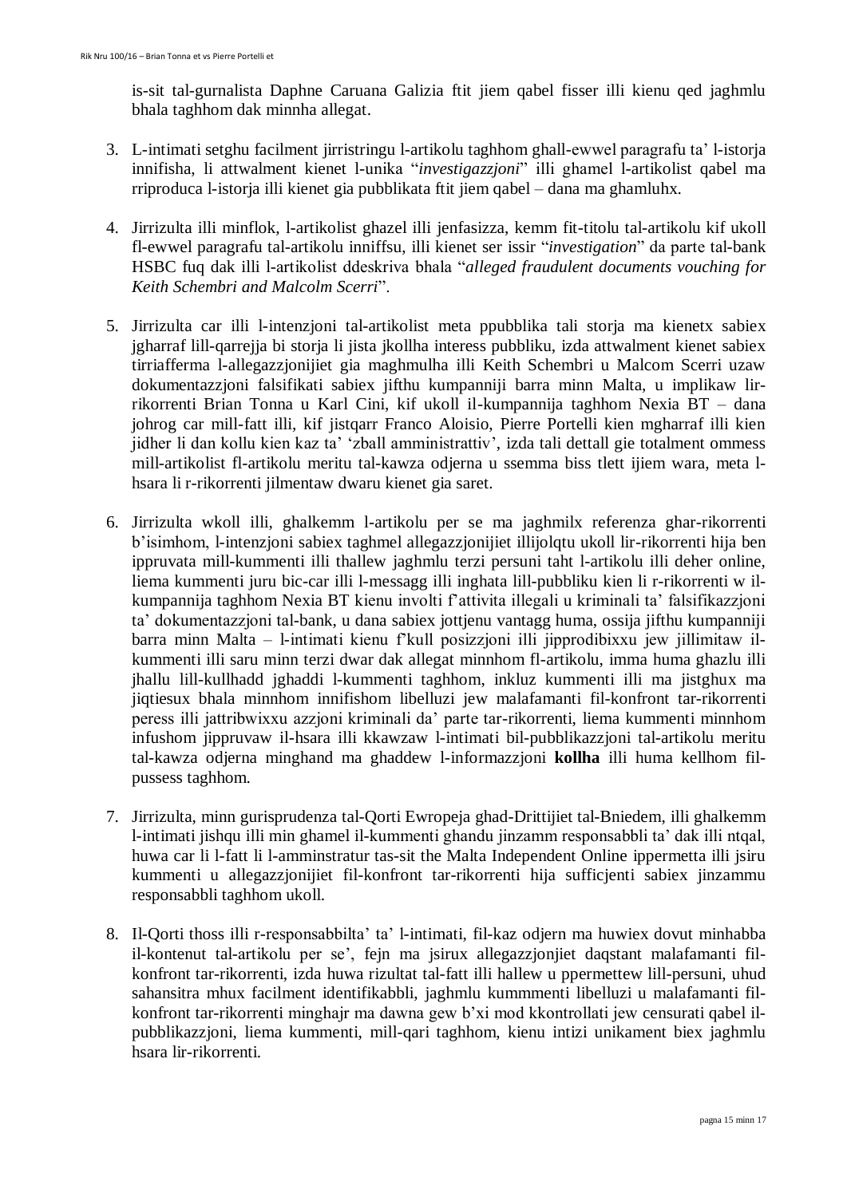is-sit tal-gurnalista Daphne Caruana Galizia ftit jiem qabel fisser illi kienu qed jaghmlu bhala taghhom dak minnha allegat.

3. L-intimati setghu facilment jirristringu l-artikolu taghhom ghall-ewwel paragrafu ta' l-istorja innifisha, li attwalment kienet l-unika "*investigazzjoni*" illi ghamel l-artikolist qabel ma rriproduca l-istorja illi kienet gia pubblikata ftit jiem qabel – dana ma ghamluhx.

4. Jirrizulta illi minflok, l-artikolist ghazel illi jenfasizza, kemm fit-titolu tal-artikolu kif ukoll fl-ewwel paragrafu tal-artikolu inniffsu, illi kienet ser issir "*investigation*" da parte tal-bank HSBC fuq dak illi l-artikolist ddeskriva bhala "*alleged fraudulent documents vouching for Keith Schembri and Malcolm Scerri*".

5. Jirrizulta car illi l-intenzjoni tal-artikolist meta ppubblika tali storja ma kienetx sabiex jgharraf lill-qarrejja bi storja li jista jkollha interess pubbliku, izda attwalment kienet sabiex tirriafferma l-allegazzjonijiet gia maghmulha illi Keith Schembri u Malcom Scerri uzaw dokumentazzjoni falsifikati sabiex jifthu kumpanniji barra minn Malta, u implikaw lir-rikorrenti Brian Tonna u Karl Cini, kif ukoll il-kumpannija taghhom Nexia BT – dana johrog car mill-fatt illi, kif jistqarr Franco Aloisio, Pierre Portelli kien mgharraf illi kien jidher li dan kollu kien kaz ta' 'zball amministrattiv', izda tali dettall gie totalment ommess mill-artikolist fl-artikolu meritu tal-kawza odjerna u ssemma biss tlett ijiem wara, meta l-hsara li r-rikorrenti jilmentaw dwaru kienet gia saret.

6. Jirrizulta wkoll illi, ghalkemm l-artikolu per se ma jaghmilx referenza ghar-rikorrenti b'isimhom, l-intenzjoni sabiex taghmel allegazzjonijiet illijolqtu ukoll lir-rikorrenti hija ben ippruvata mill-kummenti illi thallew jaghmlu terzi persuni taht l-artikolu illi deher online, liema kummenti juru bic-car illi l-messagg illi inghata lill-pubbliku kien li r-rikorrenti w il-kumpannija taghhom Nexia BT kienu involti f'attivita illegali u kriminali ta' falsifikazzjoni ta' dokumentazzjoni tal-bank, u dana sabiex jottjenu vantagg huma, ossija jifthu kumpanniji barra minn Malta – l-intimati kienu f'kull posizzjoni illi jipprodibixxu jew jillimitaw il-kummenti illi saru minn terzi dwar dak allegat minnhom fl-artikolu, imma huma ghazlu illi jhallu lil-kullhadd jghaddi l-kummenti taghhom, inkluz kummenti illi ma jistghux ma jiqtiesux bhala minnhom innifishom libelluzi jew malafamanti fil-konfront tar-rikorrenti peress illi jattribwixxu azzjoni kriminali da' parte tar-rikorrenti, liema kummenti minnhom infushom jippruvaw il-hsara illi kkawzaw l-intimati bil-pubblikazzjoni tal-artikolu meritu tal-kawza odjerna minghand ma ghaddew l-informazzjoni **kollha** illi huma kellhom fil-pussess taghhom.

7. Jirrizulta, minn gurisprudenza tal-Qorti Ewropeja ghad-Drittijiet tal-Bniedem, illi ghalkemm l-intimati jishqu illi min ghamel il-kummenti ghandu jinzamm responsabbli ta' dak illi ntqal, huwa car li l-fatt li l-amminstratur tas-sit the Malta Independent Online ippermetta illi jsiru kummenti u allegazzjonijiet fil-konfront tar-rikorrenti hija sufficjenti sabiex jinzammu responsabbli taghhom ukoll.

8. Il-Qorti thoss illi r-responsabbilta' ta' l-intimati, fil-kaz odjern ma huwiex dovut minhabba il-kontenut tal-artikolu per se', fejn ma jsirux allegazzjonijiet daqstant malafamanti fil-konfront tar-rikorrenti, izda huwa rizultat tal-fatt illi hallew u ppermettew lill-persuni, uhud sahansitra mhux facilment identifikabbli, jaghmlu kummmenti libelluzi u malafamanti fil-konfront tar-rikorrenti minghajr ma dawna gew b'xi mod kkontrollati jew censurati qabel il-pubblikazzjoni, liema kummenti, mill-qari taghhom, kienu intizi unikament biex jaghmlu hsara lir-rikorrenti.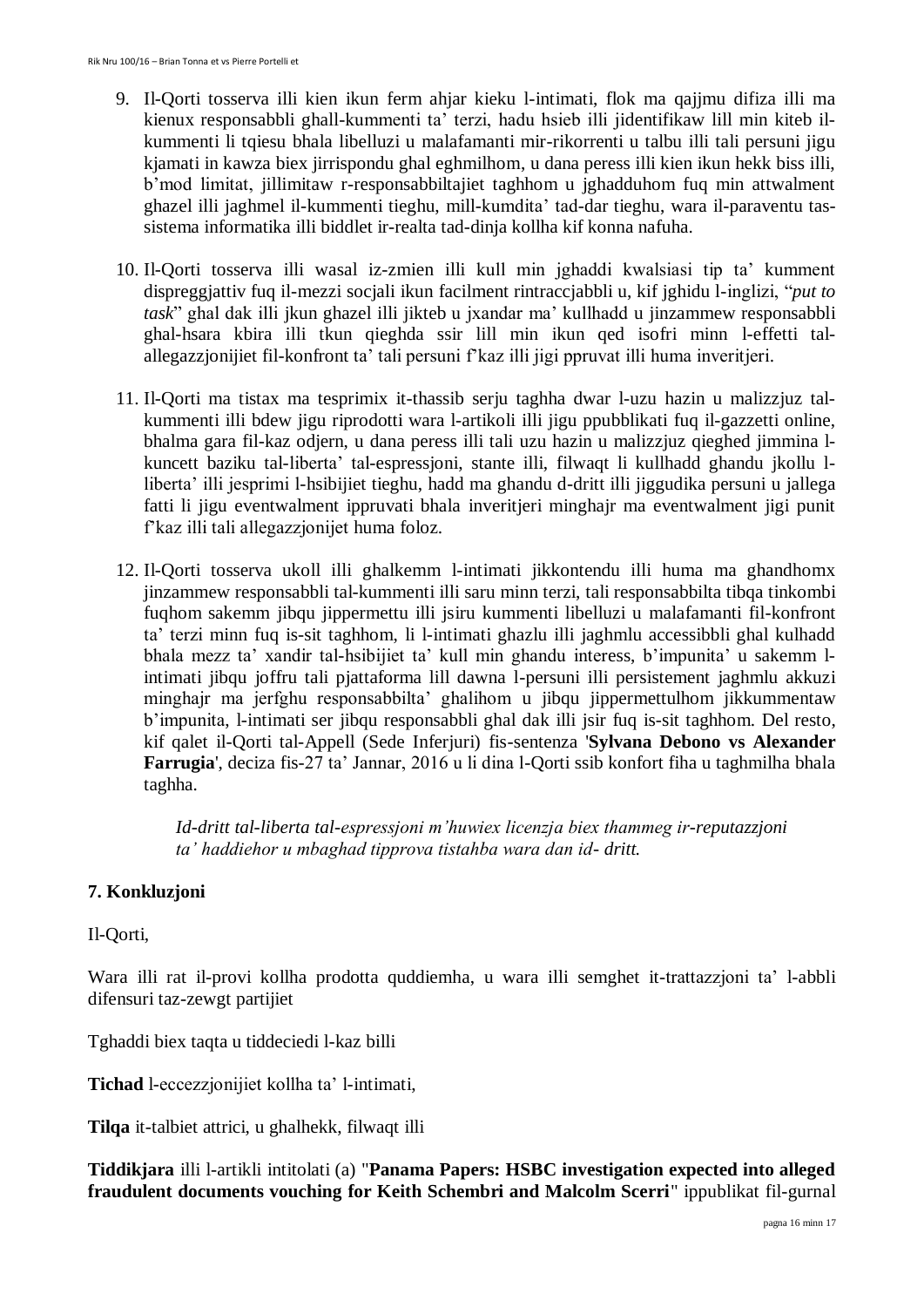9. Il-Qorti tosserva illi kien ikun ferm ahjar kieku l-intimati, flok ma qajjmu difiza illi ma kienux responsabbli ghall-kummenti ta' terzi, hadu hsieb illi jidentifikaw lill min kiteb il-kummenti li tqiesu bhala libelluzi u malafamanti mir-rikorrenti u talbu illi tali persuni jigu kjamati in kawza biex jirrispondu ghal eghmilhom, u dana peress illi kien ikun hekk biss illi, b'mod limitat, jillimitaw r-responsabbiltajiet taghhom u jghadduhom fuq min attwalment ghazel illi jaghmel il-kummenti tieghu, mill-kumdita' tad-dar tieghu, wara il-paraventu tas-sistema informatika illi biddlet ir-realta tad-dinja kollha kif konna nafuha.

10. Il-Qorti tosserva illi wasal iz-zmien illi kull min jghaddi kwalsiasi tip ta' kumment dispreggjattiv fuq il-mezzi socjali ikun facilment rintraccjabbli u, kif jghidu l-inglizi, "*put to task*" ghal dak illi jkun ghazel illi jikteb u jxandar ma' kullhadd u jinzammew responsabbli ghal-hsara kbira illi tkun qieghda ssir lill min ikun qed isofri minn l-effetti tal-allegazzjonijiet fil-konfront ta' tali persuni f'kaz illi jigi ppruvat illi huma inveritjeri.

11. Il-Qorti ma tistax ma tesprimix it-thassib serju taghha dwar l-uzu hazin u malizzjuz tal-kummenti illi bdew jigu riprodotti wara l-artikoli illi jigu ppubblikati fuq il-gazzetti online, bhalma gara fil-kaz odjern, u dana peress illi tali uzu hazin u malizzjuz qieghed jimmina l-kuncett baziku tal-liberta' tal-espressjoni, stante illi, filwaqt li kullhadd ghandu jkollu l-liberta' illi jesprimi l-hsibijiet tieghu, hadd ma ghandu d-dritt illi jiggudika persuni u jallega fatti li jigu eventwalment ippruvati bhala inveritjeri minghajr ma eventwalment jigi punit f'kaz illi tali allegazzjonijet huma foloz.

12. Il-Qorti tosserva ukoll illi ghalkemm l-intimati jikkontendu illi huma ma ghandhomx jinzammew responsabbli tal-kummenti illi saru minn terzi, tali responsabbilta tibqa tinkombi fuqhom sakemm jibqu jippermettu illi jsiru kummenti libelluzi u malafamanti fil-konfront ta' terzi minn fuq is-sit taghhom, li l-intimati ghazlu illi jaghmlu accessibbli ghal kulhadd bhala mezz ta' xandir tal-hsibijiet ta' kull min ghandu interess, b'impunita' u sakemm l-intimati jibqu joffru tali pjattaforma lill dawna l-persuni illi persistement jaghmlu akkuzi minghajr ma jerfghu responsabbilta' ghalihom u jibqu jippermettulhom jikkummentaw b'impunita, l-intimati ser jibqu responsabbli ghal dak illi jsir fuq is-sit taghhom. Del resto, kif qalet il-Qorti tal-Appell (Sede Inferjuri) fis-sentenza '**Sylvana Debono vs Alexander Farrugia**', deciza fis-27 ta' Jannar, 2016 u li dina l-Qorti ssib konfort fiha u taghmilha bhala taghha.

    *Id-dritt tal-liberta tal-espressjoni m'huwiex licenzja biex thammeg ir-reputazzjoni ta' haddiehor u mbaghad tipprova tistahba wara dan id- dritt.*

**7. Konkluzjoni**

Il-Qorti,

Wara illi rat il-provi kollha prodotta quddiemha, u wara illi semghet it-trattazzjoni ta' l-abbli difensuri taz-zewgt partijiet

Tghaddi biex taqta u tiddeciedi l-kaz billi

**Tichad** l-eccezzjonijiet kollha ta' l-intimati,

**Tilqa** it-talbiet attrici, u ghalhekk, filwaqt illi

**Tiddikjara** illi l-artikli intitolati (a) "**Panama Papers: HSBC investigation expected into alleged fraudulent documents vouching for Keith Schembri and Malcolm Scerri**" ippublikat fil-gurnal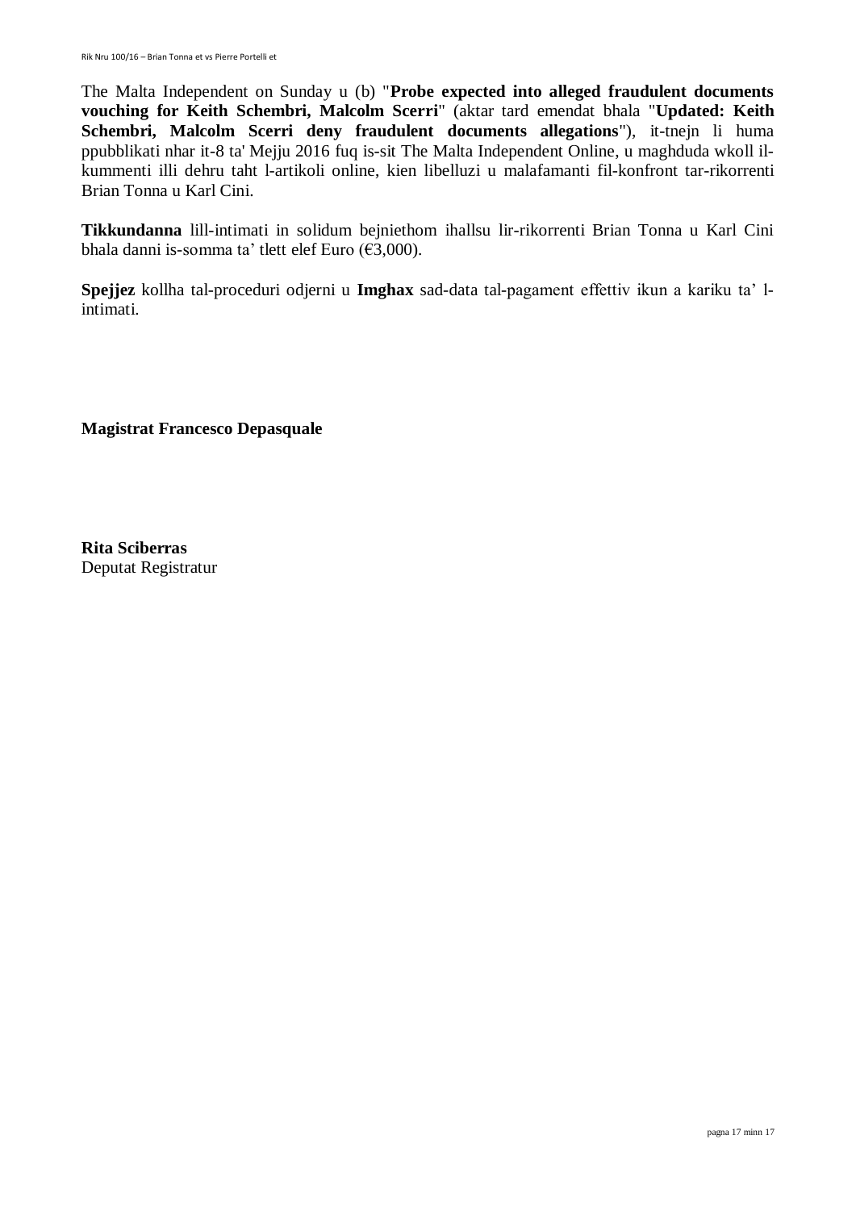The Malta Independent on Sunday u (b) "**Probe expected into alleged fraudulent documents vouching for Keith Schembri, Malcolm Scerri**" (aktar tard emendat bhala "**Updated: Keith Schembri, Malcolm Scerri deny fraudulent documents allegations**"), it-tnejn li huma ppubblikati nhar it-8 ta' Mejju 2016 fuq is-sit The Malta Independent Online, u maghduda wkoll il-kummenti illi dehru taht l-artikoli online, kien libelluzi u malafamanti fil-konfront tar-rikorrenti Brian Tonna u Karl Cini.

**Tikkundanna** lill-intimati in solidum bejniethom ihallsu lir-rikorrenti Brian Tonna u Karl Cini bhala danni is-somma ta' tlett elef Euro (€3,000).

**Spejjez** kollha tal-proceduri odjerni u **Imghax** sad-data tal-pagament effettiv ikun a kariku ta' l-intimati.

**Magistrat Francesco Depasquale**

**Rita Sciberras**
Deputat Registratur